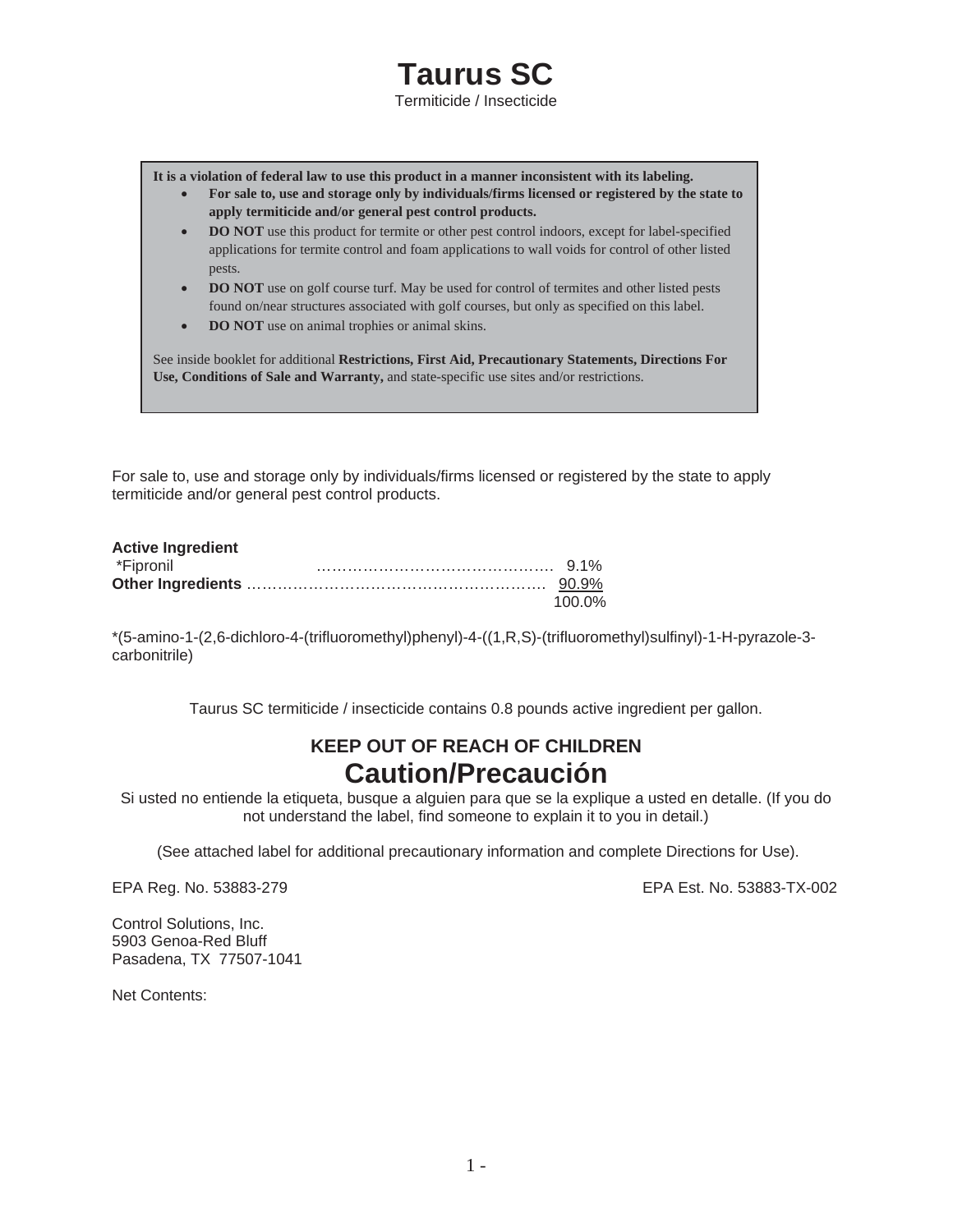# Taurus SC

Termiticide / Insecticide

**It is a violation of federal law to use this product in a manner inconsistent with its labeling.**

- **For sale to, use and storage only by individuals/firms licensed or registered by the state to apply termiticide and/or general pest control products.**
- **DO NOT** use this product for termite or other pest control indoors, except for label-specified applications for termite control and foam applications to wall voids for control of other listed pests.
- **DO NOT** use on golf course turf. May be used for control of termites and other listed pests found on/near structures associated with golf courses, but only as specified on this label.
- **DO NOT** use on animal trophies or animal skins.

See inside booklet for additional **Restrictions, First Aid, Precautionary Statements, Directions For Use, Conditions of Sale and Warranty,** and state-specific use sites and/or restrictions.

For sale to, use and storage only by individuals/firms licensed or registered by the state to apply termiticide and/or general pest control products.

**Active Ingredient**

| | |
|---|---|
| *Fipronil ……………………………………… | 9.1% |
| **Other Ingredients** ……………………………………………… | 90.9% |
| | 100.0% |

*(5-amino-1-(2,6-dichloro-4-(trifluoromethyl)phenyl)-4-((1,R,S)-(trifluoromethyl)sulfinyl)-1-H-pyrazole-3-carbonitrile)

Taurus SC termiticide / insecticide contains 0.8 pounds active ingredient per gallon.

**KEEP OUT OF REACH OF CHILDREN**

## Caution/Precaución

Si usted no entiende la etiqueta, busque a alguien para que se la explique a usted en detalle. (If you do not understand the label, find someone to explain it to you in detail.)

(See attached label for additional precautionary information and complete Directions for Use).

EPA Reg. No. 53883-279 EPA Est. No. 53883-TX-002

Control Solutions, Inc.
5903 Genoa-Red Bluff
Pasadena, TX 77507-1041

Net Contents: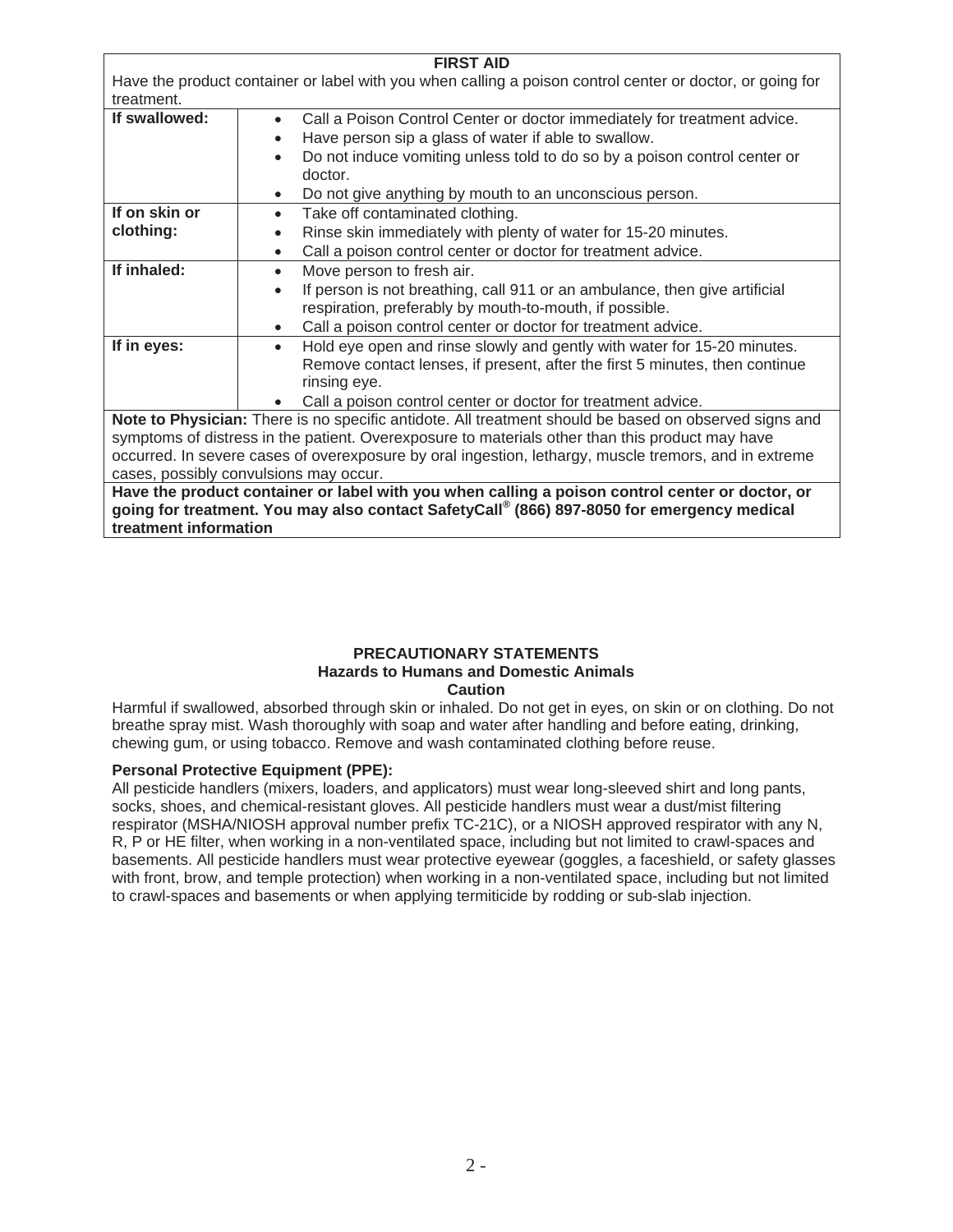| **FIRST AID** | |
|---|---|
| Have the product container or label with you when calling a poison control center or doctor, or going for treatment. | |
| **If swallowed:** | • Call a Poison Control Center or doctor immediately for treatment advice.<br>• Have person sip a glass of water if able to swallow.<br>• Do not induce vomiting unless told to do so by a poison control center or doctor.<br>• Do not give anything by mouth to an unconscious person. |
| **If on skin or clothing:** | • Take off contaminated clothing.<br>• Rinse skin immediately with plenty of water for 15-20 minutes.<br>• Call a poison control center or doctor for treatment advice. |
| **If inhaled:** | • Move person to fresh air.<br>• If person is not breathing, call 911 or an ambulance, then give artificial respiration, preferably by mouth-to-mouth, if possible.<br>• Call a poison control center or doctor for treatment advice. |
| **If in eyes:** | • Hold eye open and rinse slowly and gently with water for 15-20 minutes. Remove contact lenses, if present, after the first 5 minutes, then continue rinsing eye.<br>• Call a poison control center or doctor for treatment advice. |
| **Note to Physician:** There is no specific antidote. All treatment should be based on observed signs and symptoms of distress in the patient. Overexposure to materials other than this product may have occurred. In severe cases of overexposure by oral ingestion, lethargy, muscle tremors, and in extreme cases, possibly convulsions may occur. | |
| **Have the product container or label with you when calling a poison control center or doctor, or going for treatment. You may also contact SafetyCall® (866) 897-8050 for emergency medical treatment information** | |

## PRECAUTIONARY STATEMENTS

### Hazards to Humans and Domestic Animals

### Caution

Harmful if swallowed, absorbed through skin or inhaled. Do not get in eyes, on skin or on clothing. Do not breathe spray mist. Wash thoroughly with soap and water after handling and before eating, drinking, chewing gum, or using tobacco. Remove and wash contaminated clothing before reuse.

**Personal Protective Equipment (PPE):**

All pesticide handlers (mixers, loaders, and applicators) must wear long-sleeved shirt and long pants, socks, shoes, and chemical-resistant gloves. All pesticide handlers must wear a dust/mist filtering respirator (MSHA/NIOSH approval number prefix TC-21C), or a NIOSH approved respirator with any N, R, P or HE filter, when working in a non-ventilated space, including but not limited to crawl-spaces and basements. All pesticide handlers must wear protective eyewear (goggles, a faceshield, or safety glasses with front, brow, and temple protection) when working in a non-ventilated space, including but not limited to crawl-spaces and basements or when applying termiticide by rodding or sub-slab injection.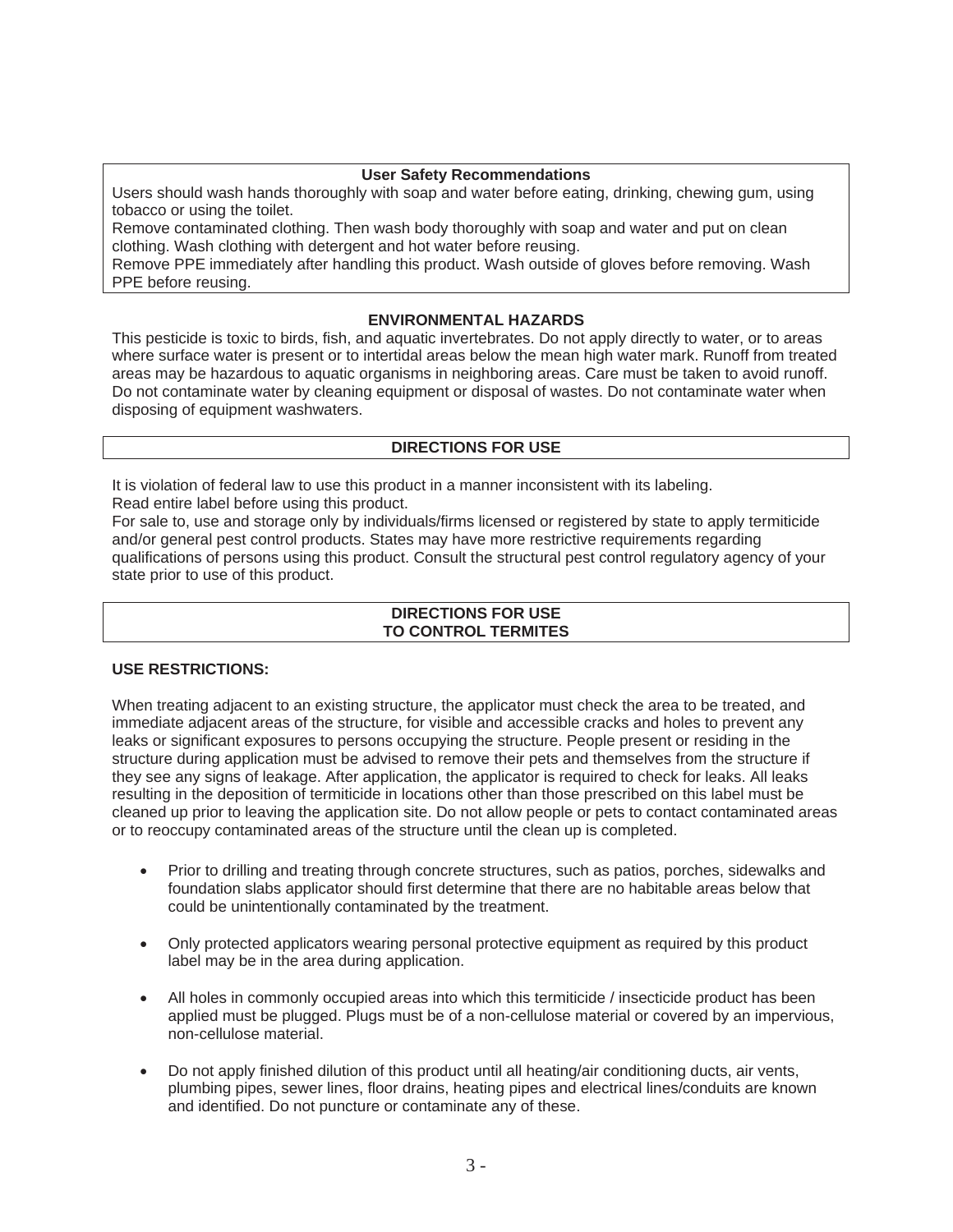### User Safety Recommendations

Users should wash hands thoroughly with soap and water before eating, drinking, chewing gum, using tobacco or using the toilet.
Remove contaminated clothing. Then wash body thoroughly with soap and water and put on clean clothing. Wash clothing with detergent and hot water before reusing.
Remove PPE immediately after handling this product. Wash outside of gloves before removing. Wash PPE before reusing.

### ENVIRONMENTAL HAZARDS

This pesticide is toxic to birds, fish, and aquatic invertebrates. Do not apply directly to water, or to areas where surface water is present or to intertidal areas below the mean high water mark. Runoff from treated areas may be hazardous to aquatic organisms in neighboring areas. Care must be taken to avoid runoff. Do not contaminate water by cleaning equipment or disposal of wastes. Do not contaminate water when disposing of equipment washwaters.

## DIRECTIONS FOR USE

It is violation of federal law to use this product in a manner inconsistent with its labeling.
Read entire label before using this product.
For sale to, use and storage only by individuals/firms licensed or registered by state to apply termiticide and/or general pest control products. States may have more restrictive requirements regarding qualifications of persons using this product. Consult the structural pest control regulatory agency of your state prior to use of this product.

## DIRECTIONS FOR USE TO CONTROL TERMITES

### USE RESTRICTIONS:

When treating adjacent to an existing structure, the applicator must check the area to be treated, and immediate adjacent areas of the structure, for visible and accessible cracks and holes to prevent any leaks or significant exposures to persons occupying the structure. People present or residing in the structure during application must be advised to remove their pets and themselves from the structure if they see any signs of leakage. After application, the applicator is required to check for leaks. All leaks resulting in the deposition of termiticide in locations other than those prescribed on this label must be cleaned up prior to leaving the application site. Do not allow people or pets to contact contaminated areas or to reoccupy contaminated areas of the structure until the clean up is completed.

- Prior to drilling and treating through concrete structures, such as patios, porches, sidewalks and foundation slabs applicator should first determine that there are no habitable areas below that could be unintentionally contaminated by the treatment.
- Only protected applicators wearing personal protective equipment as required by this product label may be in the area during application.
- All holes in commonly occupied areas into which this termiticide / insecticide product has been applied must be plugged. Plugs must be of a non-cellulose material or covered by an impervious, non-cellulose material.
- Do not apply finished dilution of this product until all heating/air conditioning ducts, air vents, plumbing pipes, sewer lines, floor drains, heating pipes and electrical lines/conduits are known and identified. Do not puncture or contaminate any of these.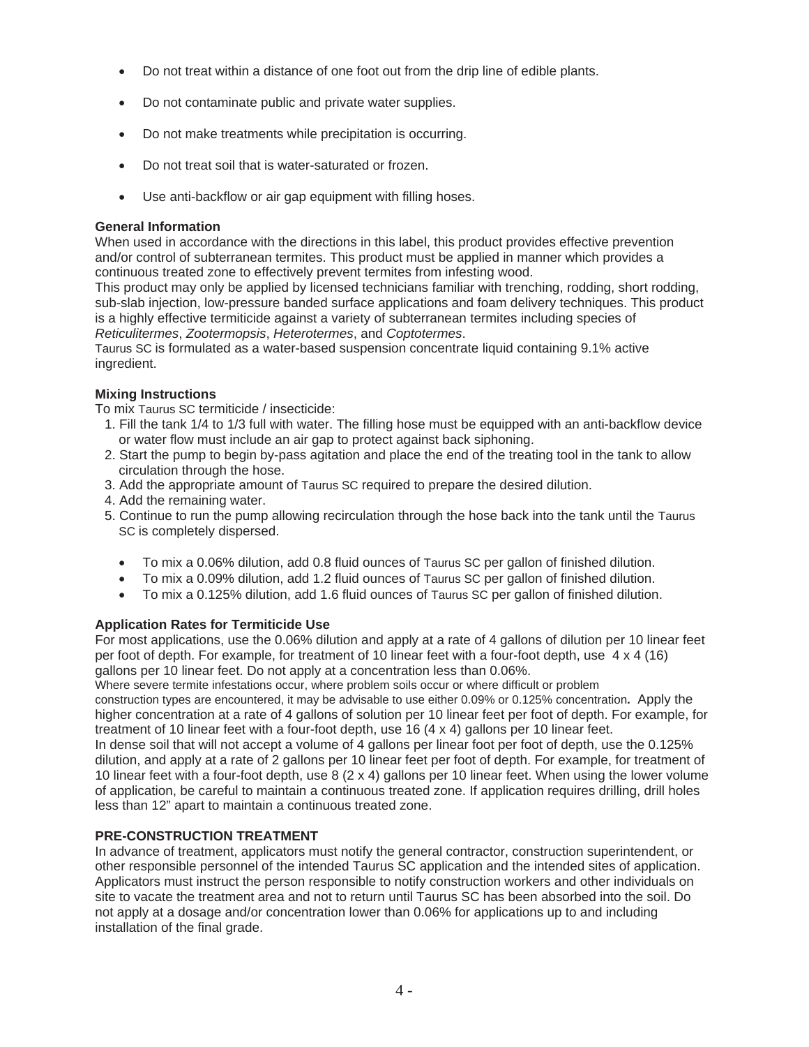- Do not treat within a distance of one foot out from the drip line of edible plants.
- Do not contaminate public and private water supplies.
- Do not make treatments while precipitation is occurring.
- Do not treat soil that is water-saturated or frozen.
- Use anti-backflow or air gap equipment with filling hoses.

**General Information**

When used in accordance with the directions in this label, this product provides effective prevention and/or control of subterranean termites. This product must be applied in manner which provides a continuous treated zone to effectively prevent termites from infesting wood.

This product may only be applied by licensed technicians familiar with trenching, rodding, short rodding, sub-slab injection, low-pressure banded surface applications and foam delivery techniques. This product is a highly effective termiticide against a variety of subterranean termites including species of *Reticulitermes*, *Zootermopsis*, *Heterotermes*, and *Coptotermes*.

Taurus SC is formulated as a water-based suspension concentrate liquid containing 9.1% active ingredient.

**Mixing Instructions**

To mix Taurus SC termiticide / insecticide:

1. Fill the tank 1/4 to 1/3 full with water. The filling hose must be equipped with an anti-backflow device or water flow must include an air gap to protect against back siphoning.
2. Start the pump to begin by-pass agitation and place the end of the treating tool in the tank to allow circulation through the hose.
3. Add the appropriate amount of Taurus SC required to prepare the desired dilution.
4. Add the remaining water.
5. Continue to run the pump allowing recirculation through the hose back into the tank until the Taurus SC is completely dispersed.

- To mix a 0.06% dilution, add 0.8 fluid ounces of Taurus SC per gallon of finished dilution.
- To mix a 0.09% dilution, add 1.2 fluid ounces of Taurus SC per gallon of finished dilution.
- To mix a 0.125% dilution, add 1.6 fluid ounces of Taurus SC per gallon of finished dilution.

**Application Rates for Termiticide Use**

For most applications, use the 0.06% dilution and apply at a rate of 4 gallons of dilution per 10 linear feet per foot of depth. For example, for treatment of 10 linear feet with a four-foot depth, use 4 x 4 (16) gallons per 10 linear feet. Do not apply at a concentration less than 0.06%.

Where severe termite infestations occur, where problem soils occur or where difficult or problem construction types are encountered, it may be advisable to use either 0.09% or 0.125% concentration**.** Apply the higher concentration at a rate of 4 gallons of solution per 10 linear feet per foot of depth. For example, for treatment of 10 linear feet with a four-foot depth, use 16 (4 x 4) gallons per 10 linear feet.

In dense soil that will not accept a volume of 4 gallons per linear foot per foot of depth, use the 0.125% dilution, and apply at a rate of 2 gallons per 10 linear feet per foot of depth. For example, for treatment of 10 linear feet with a four-foot depth, use 8 (2 x 4) gallons per 10 linear feet. When using the lower volume of application, be careful to maintain a continuous treated zone. If application requires drilling, drill holes less than 12" apart to maintain a continuous treated zone.

**PRE-CONSTRUCTION TREATMENT**

In advance of treatment, applicators must notify the general contractor, construction superintendent, or other responsible personnel of the intended Taurus SC application and the intended sites of application. Applicators must instruct the person responsible to notify construction workers and other individuals on site to vacate the treatment area and not to return until Taurus SC has been absorbed into the soil. Do not apply at a dosage and/or concentration lower than 0.06% for applications up to and including installation of the final grade.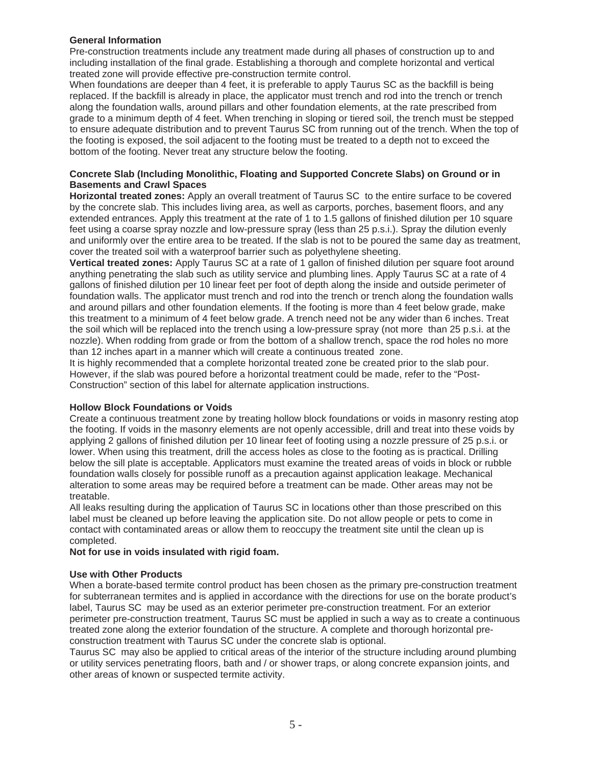**General Information**

Pre-construction treatments include any treatment made during all phases of construction up to and including installation of the final grade. Establishing a thorough and complete horizontal and vertical treated zone will provide effective pre-construction termite control.

When foundations are deeper than 4 feet, it is preferable to apply Taurus SC as the backfill is being replaced. If the backfill is already in place, the applicator must trench and rod into the trench or trench along the foundation walls, around pillars and other foundation elements, at the rate prescribed from grade to a minimum depth of 4 feet. When trenching in sloping or tiered soil, the trench must be stepped to ensure adequate distribution and to prevent Taurus SC from running out of the trench. When the top of the footing is exposed, the soil adjacent to the footing must be treated to a depth not to exceed the bottom of the footing. Never treat any structure below the footing.

**Concrete Slab (Including Monolithic, Floating and Supported Concrete Slabs) on Ground or in Basements and Crawl Spaces**

**Horizontal treated zones:** Apply an overall treatment of Taurus SC to the entire surface to be covered by the concrete slab. This includes living area, as well as carports, porches, basement floors, and any extended entrances. Apply this treatment at the rate of 1 to 1.5 gallons of finished dilution per 10 square feet using a coarse spray nozzle and low-pressure spray (less than 25 p.s.i.). Spray the dilution evenly and uniformly over the entire area to be treated. If the slab is not to be poured the same day as treatment, cover the treated soil with a waterproof barrier such as polyethylene sheeting.

**Vertical treated zones:** Apply Taurus SC at a rate of 1 gallon of finished dilution per square foot around anything penetrating the slab such as utility service and plumbing lines. Apply Taurus SC at a rate of 4 gallons of finished dilution per 10 linear feet per foot of depth along the inside and outside perimeter of foundation walls. The applicator must trench and rod into the trench or trench along the foundation walls and around pillars and other foundation elements. If the footing is more than 4 feet below grade, make this treatment to a minimum of 4 feet below grade. A trench need not be any wider than 6 inches. Treat the soil which will be replaced into the trench using a low-pressure spray (not more than 25 p.s.i. at the nozzle). When rodding from grade or from the bottom of a shallow trench, space the rod holes no more than 12 inches apart in a manner which will create a continuous treated zone.

It is highly recommended that a complete horizontal treated zone be created prior to the slab pour. However, if the slab was poured before a horizontal treatment could be made, refer to the "Post-Construction" section of this label for alternate application instructions.

**Hollow Block Foundations or Voids**

Create a continuous treatment zone by treating hollow block foundations or voids in masonry resting atop the footing. If voids in the masonry elements are not openly accessible, drill and treat into these voids by applying 2 gallons of finished dilution per 10 linear feet of footing using a nozzle pressure of 25 p.s.i. or lower. When using this treatment, drill the access holes as close to the footing as is practical. Drilling below the sill plate is acceptable. Applicators must examine the treated areas of voids in block or rubble foundation walls closely for possible runoff as a precaution against application leakage. Mechanical alteration to some areas may be required before a treatment can be made. Other areas may not be treatable.

All leaks resulting during the application of Taurus SC in locations other than those prescribed on this label must be cleaned up before leaving the application site. Do not allow people or pets to come in contact with contaminated areas or allow them to reoccupy the treatment site until the clean up is completed.

**Not for use in voids insulated with rigid foam.**

**Use with Other Products**

When a borate-based termite control product has been chosen as the primary pre-construction treatment for subterranean termites and is applied in accordance with the directions for use on the borate product's label, Taurus SC may be used as an exterior perimeter pre-construction treatment. For an exterior perimeter pre-construction treatment, Taurus SC must be applied in such a way as to create a continuous treated zone along the exterior foundation of the structure. A complete and thorough horizontal pre-construction treatment with Taurus SC under the concrete slab is optional.

Taurus SC may also be applied to critical areas of the interior of the structure including around plumbing or utility services penetrating floors, bath and / or shower traps, or along concrete expansion joints, and other areas of known or suspected termite activity.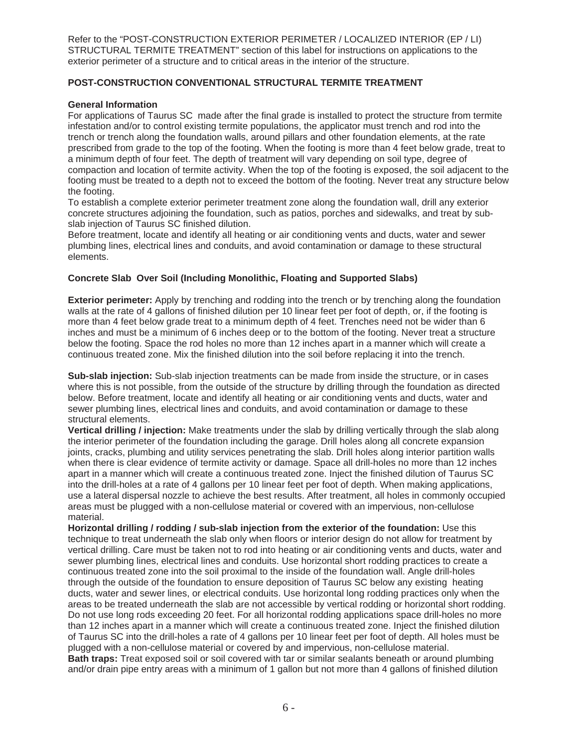Refer to the "POST-CONSTRUCTION EXTERIOR PERIMETER / LOCALIZED INTERIOR (EP / LI) STRUCTURAL TERMITE TREATMENT" section of this label for instructions on applications to the exterior perimeter of a structure and to critical areas in the interior of the structure.

**POST-CONSTRUCTION CONVENTIONAL STRUCTURAL TERMITE TREATMENT**

**General Information**

For applications of Taurus SC made after the final grade is installed to protect the structure from termite infestation and/or to control existing termite populations, the applicator must trench and rod into the trench or trench along the foundation walls, around pillars and other foundation elements, at the rate prescribed from grade to the top of the footing. When the footing is more than 4 feet below grade, treat to a minimum depth of four feet. The depth of treatment will vary depending on soil type, degree of compaction and location of termite activity. When the top of the footing is exposed, the soil adjacent to the footing must be treated to a depth not to exceed the bottom of the footing. Never treat any structure below the footing.

To establish a complete exterior perimeter treatment zone along the foundation wall, drill any exterior concrete structures adjoining the foundation, such as patios, porches and sidewalks, and treat by sub-slab injection of Taurus SC finished dilution.

Before treatment, locate and identify all heating or air conditioning vents and ducts, water and sewer plumbing lines, electrical lines and conduits, and avoid contamination or damage to these structural elements.

**Concrete Slab Over Soil (Including Monolithic, Floating and Supported Slabs)**

**Exterior perimeter:** Apply by trenching and rodding into the trench or by trenching along the foundation walls at the rate of 4 gallons of finished dilution per 10 linear feet per foot of depth, or, if the footing is more than 4 feet below grade treat to a minimum depth of 4 feet. Trenches need not be wider than 6 inches and must be a minimum of 6 inches deep or to the bottom of the footing. Never treat a structure below the footing. Space the rod holes no more than 12 inches apart in a manner which will create a continuous treated zone. Mix the finished dilution into the soil before replacing it into the trench.

**Sub-slab injection:** Sub-slab injection treatments can be made from inside the structure, or in cases where this is not possible, from the outside of the structure by drilling through the foundation as directed below. Before treatment, locate and identify all heating or air conditioning vents and ducts, water and sewer plumbing lines, electrical lines and conduits, and avoid contamination or damage to these structural elements.

**Vertical drilling / injection:** Make treatments under the slab by drilling vertically through the slab along the interior perimeter of the foundation including the garage. Drill holes along all concrete expansion joints, cracks, plumbing and utility services penetrating the slab. Drill holes along interior partition walls when there is clear evidence of termite activity or damage. Space all drill-holes no more than 12 inches apart in a manner which will create a continuous treated zone. Inject the finished dilution of Taurus SC into the drill-holes at a rate of 4 gallons per 10 linear feet per foot of depth. When making applications, use a lateral dispersal nozzle to achieve the best results. After treatment, all holes in commonly occupied areas must be plugged with a non-cellulose material or covered with an impervious, non-cellulose material.

**Horizontal drilling / rodding / sub-slab injection from the exterior of the foundation:** Use this technique to treat underneath the slab only when floors or interior design do not allow for treatment by vertical drilling. Care must be taken not to rod into heating or air conditioning vents and ducts, water and sewer plumbing lines, electrical lines and conduits. Use horizontal short rodding practices to create a continuous treated zone into the soil proximal to the inside of the foundation wall. Angle drill-holes through the outside of the foundation to ensure deposition of Taurus SC below any existing heating ducts, water and sewer lines, or electrical conduits. Use horizontal long rodding practices only when the areas to be treated underneath the slab are not accessible by vertical rodding or horizontal short rodding. Do not use long rods exceeding 20 feet. For all horizontal rodding applications space drill-holes no more than 12 inches apart in a manner which will create a continuous treated zone. Inject the finished dilution of Taurus SC into the drill-holes a rate of 4 gallons per 10 linear feet per foot of depth. All holes must be plugged with a non-cellulose material or covered by and impervious, non-cellulose material.

**Bath traps:** Treat exposed soil or soil covered with tar or similar sealants beneath or around plumbing and/or drain pipe entry areas with a minimum of 1 gallon but not more than 4 gallons of finished dilution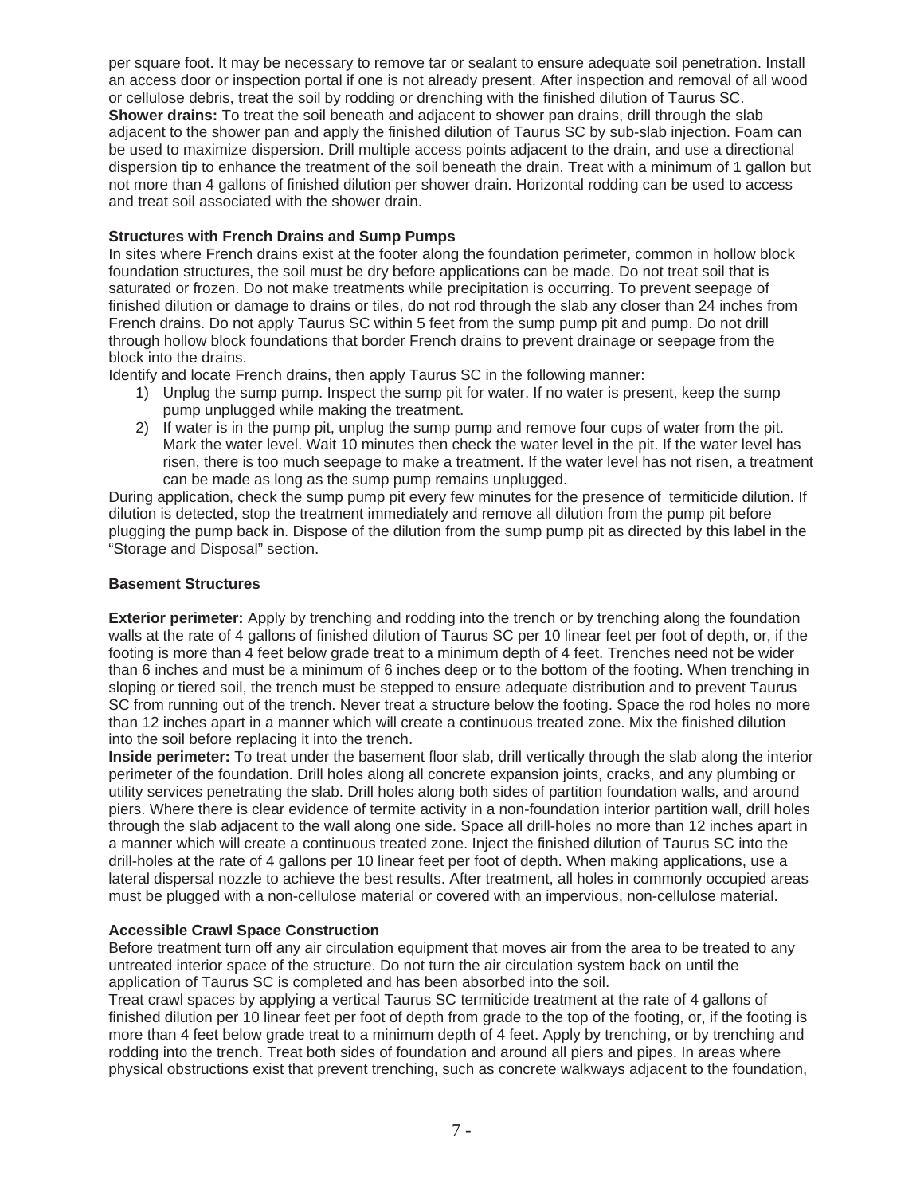per square foot. It may be necessary to remove tar or sealant to ensure adequate soil penetration. Install an access door or inspection portal if one is not already present. After inspection and removal of all wood or cellulose debris, treat the soil by rodding or drenching with the finished dilution of Taurus SC.

**Shower drains:** To treat the soil beneath and adjacent to shower pan drains, drill through the slab adjacent to the shower pan and apply the finished dilution of Taurus SC by sub-slab injection. Foam can be used to maximize dispersion. Drill multiple access points adjacent to the drain, and use a directional dispersion tip to enhance the treatment of the soil beneath the drain. Treat with a minimum of 1 gallon but not more than 4 gallons of finished dilution per shower drain. Horizontal rodding can be used to access and treat soil associated with the shower drain.

**Structures with French Drains and Sump Pumps**

In sites where French drains exist at the footer along the foundation perimeter, common in hollow block foundation structures, the soil must be dry before applications can be made. Do not treat soil that is saturated or frozen. Do not make treatments while precipitation is occurring. To prevent seepage of finished dilution or damage to drains or tiles, do not rod through the slab any closer than 24 inches from French drains. Do not apply Taurus SC within 5 feet from the sump pump pit and pump. Do not drill through hollow block foundations that border French drains to prevent drainage or seepage from the block into the drains.

Identify and locate French drains, then apply Taurus SC in the following manner:

1) Unplug the sump pump. Inspect the sump pit for water. If no water is present, keep the sump pump unplugged while making the treatment.
2) If water is in the pump pit, unplug the sump pump and remove four cups of water from the pit. Mark the water level. Wait 10 minutes then check the water level in the pit. If the water level has risen, there is too much seepage to make a treatment. If the water level has not risen, a treatment can be made as long as the sump pump remains unplugged.

During application, check the sump pump pit every few minutes for the presence of termiticide dilution. If dilution is detected, stop the treatment immediately and remove all dilution from the pump pit before plugging the pump back in. Dispose of the dilution from the sump pump pit as directed by this label in the "Storage and Disposal" section.

**Basement Structures**

**Exterior perimeter:** Apply by trenching and rodding into the trench or by trenching along the foundation walls at the rate of 4 gallons of finished dilution of Taurus SC per 10 linear feet per foot of depth, or, if the footing is more than 4 feet below grade treat to a minimum depth of 4 feet. Trenches need not be wider than 6 inches and must be a minimum of 6 inches deep or to the bottom of the footing. When trenching in sloping or tiered soil, the trench must be stepped to ensure adequate distribution and to prevent Taurus SC from running out of the trench. Never treat a structure below the footing. Space the rod holes no more than 12 inches apart in a manner which will create a continuous treated zone. Mix the finished dilution into the soil before replacing it into the trench.

**Inside perimeter:** To treat under the basement floor slab, drill vertically through the slab along the interior perimeter of the foundation. Drill holes along all concrete expansion joints, cracks, and any plumbing or utility services penetrating the slab. Drill holes along both sides of partition foundation walls, and around piers. Where there is clear evidence of termite activity in a non-foundation interior partition wall, drill holes through the slab adjacent to the wall along one side. Space all drill-holes no more than 12 inches apart in a manner which will create a continuous treated zone. Inject the finished dilution of Taurus SC into the drill-holes at the rate of 4 gallons per 10 linear feet per foot of depth. When making applications, use a lateral dispersal nozzle to achieve the best results. After treatment, all holes in commonly occupied areas must be plugged with a non-cellulose material or covered with an impervious, non-cellulose material.

**Accessible Crawl Space Construction**

Before treatment turn off any air circulation equipment that moves air from the area to be treated to any untreated interior space of the structure. Do not turn the air circulation system back on until the application of Taurus SC is completed and has been absorbed into the soil.

Treat crawl spaces by applying a vertical Taurus SC termiticide treatment at the rate of 4 gallons of finished dilution per 10 linear feet per foot of depth from grade to the top of the footing, or, if the footing is more than 4 feet below grade treat to a minimum depth of 4 feet. Apply by trenching, or by trenching and rodding into the trench. Treat both sides of foundation and around all piers and pipes. In areas where physical obstructions exist that prevent trenching, such as concrete walkways adjacent to the foundation,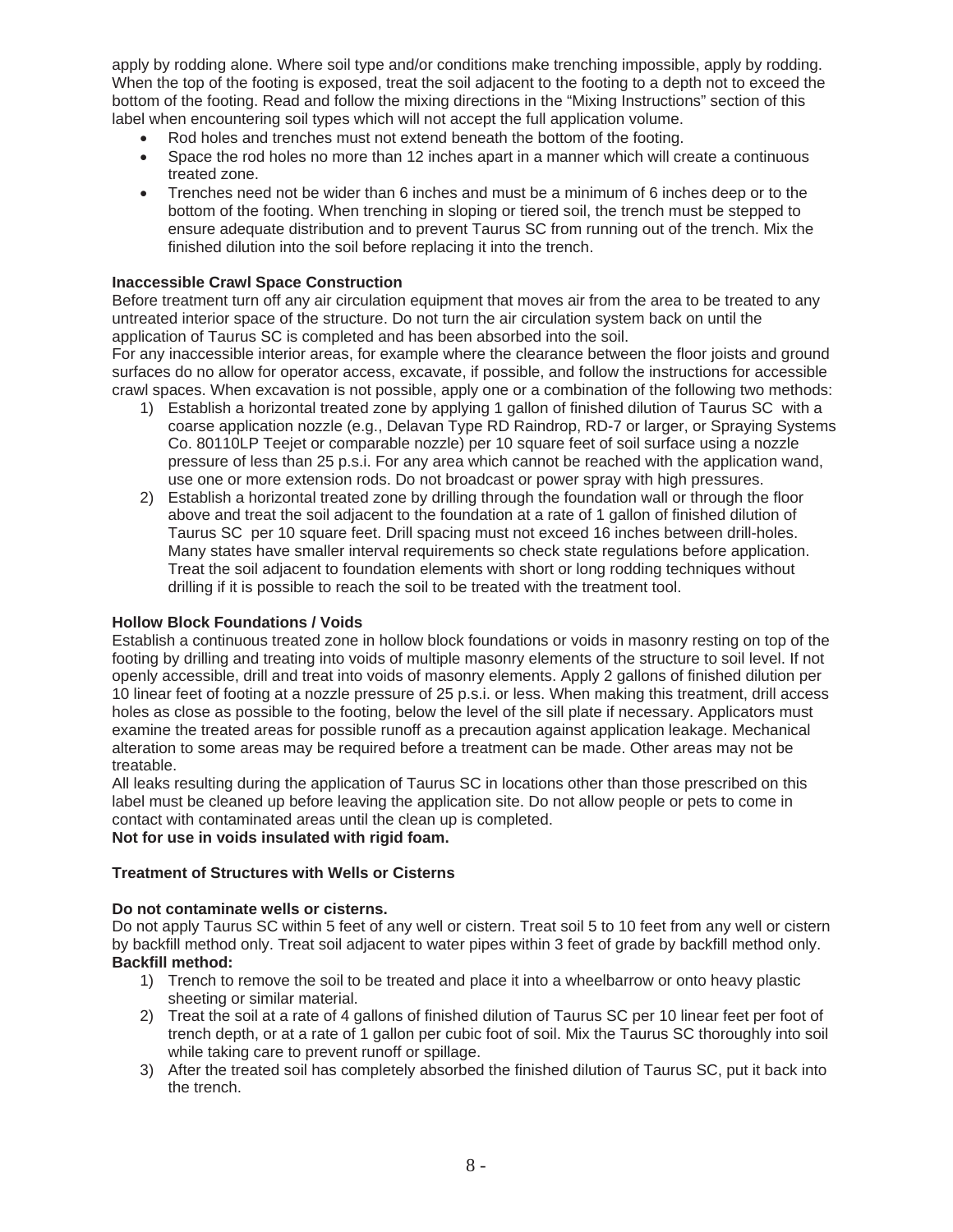apply by rodding alone. Where soil type and/or conditions make trenching impossible, apply by rodding. When the top of the footing is exposed, treat the soil adjacent to the footing to a depth not to exceed the bottom of the footing. Read and follow the mixing directions in the "Mixing Instructions" section of this label when encountering soil types which will not accept the full application volume.

- Rod holes and trenches must not extend beneath the bottom of the footing.
- Space the rod holes no more than 12 inches apart in a manner which will create a continuous treated zone.
- Trenches need not be wider than 6 inches and must be a minimum of 6 inches deep or to the bottom of the footing. When trenching in sloping or tiered soil, the trench must be stepped to ensure adequate distribution and to prevent Taurus SC from running out of the trench. Mix the finished dilution into the soil before replacing it into the trench.

**Inaccessible Crawl Space Construction**

Before treatment turn off any air circulation equipment that moves air from the area to be treated to any untreated interior space of the structure. Do not turn the air circulation system back on until the application of Taurus SC is completed and has been absorbed into the soil.

For any inaccessible interior areas, for example where the clearance between the floor joists and ground surfaces do no allow for operator access, excavate, if possible, and follow the instructions for accessible crawl spaces. When excavation is not possible, apply one or a combination of the following two methods:

1) Establish a horizontal treated zone by applying 1 gallon of finished dilution of Taurus SC with a coarse application nozzle (e.g., Delavan Type RD Raindrop, RD-7 or larger, or Spraying Systems Co. 80110LP Teejet or comparable nozzle) per 10 square feet of soil surface using a nozzle pressure of less than 25 p.s.i. For any area which cannot be reached with the application wand, use one or more extension rods. Do not broadcast or power spray with high pressures.
2) Establish a horizontal treated zone by drilling through the foundation wall or through the floor above and treat the soil adjacent to the foundation at a rate of 1 gallon of finished dilution of Taurus SC per 10 square feet. Drill spacing must not exceed 16 inches between drill-holes. Many states have smaller interval requirements so check state regulations before application. Treat the soil adjacent to foundation elements with short or long rodding techniques without drilling if it is possible to reach the soil to be treated with the treatment tool.

**Hollow Block Foundations / Voids**

Establish a continuous treated zone in hollow block foundations or voids in masonry resting on top of the footing by drilling and treating into voids of multiple masonry elements of the structure to soil level. If not openly accessible, drill and treat into voids of masonry elements. Apply 2 gallons of finished dilution per 10 linear feet of footing at a nozzle pressure of 25 p.s.i. or less. When making this treatment, drill access holes as close as possible to the footing, below the level of the sill plate if necessary. Applicators must examine the treated areas for possible runoff as a precaution against application leakage. Mechanical alteration to some areas may be required before a treatment can be made. Other areas may not be treatable.

All leaks resulting during the application of Taurus SC in locations other than those prescribed on this label must be cleaned up before leaving the application site. Do not allow people or pets to come in contact with contaminated areas until the clean up is completed.

**Not for use in voids insulated with rigid foam.**

**Treatment of Structures with Wells or Cisterns**

**Do not contaminate wells or cisterns.**

Do not apply Taurus SC within 5 feet of any well or cistern. Treat soil 5 to 10 feet from any well or cistern by backfill method only. Treat soil adjacent to water pipes within 3 feet of grade by backfill method only.

**Backfill method:**

1) Trench to remove the soil to be treated and place it into a wheelbarrow or onto heavy plastic sheeting or similar material.
2) Treat the soil at a rate of 4 gallons of finished dilution of Taurus SC per 10 linear feet per foot of trench depth, or at a rate of 1 gallon per cubic foot of soil. Mix the Taurus SC thoroughly into soil while taking care to prevent runoff or spillage.
3) After the treated soil has completely absorbed the finished dilution of Taurus SC, put it back into the trench.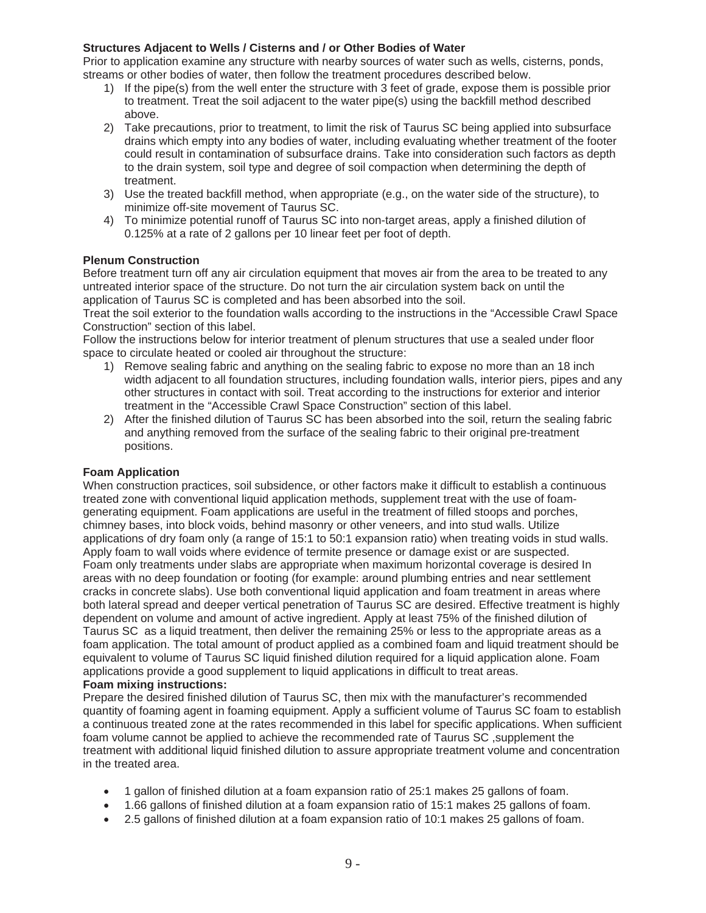**Structures Adjacent to Wells / Cisterns and / or Other Bodies of Water**

Prior to application examine any structure with nearby sources of water such as wells, cisterns, ponds, streams or other bodies of water, then follow the treatment procedures described below.

1) If the pipe(s) from the well enter the structure with 3 feet of grade, expose them is possible prior to treatment. Treat the soil adjacent to the water pipe(s) using the backfill method described above.
2) Take precautions, prior to treatment, to limit the risk of Taurus SC being applied into subsurface drains which empty into any bodies of water, including evaluating whether treatment of the footer could result in contamination of subsurface drains. Take into consideration such factors as depth to the drain system, soil type and degree of soil compaction when determining the depth of treatment.
3) Use the treated backfill method, when appropriate (e.g., on the water side of the structure), to minimize off-site movement of Taurus SC.
4) To minimize potential runoff of Taurus SC into non-target areas, apply a finished dilution of 0.125% at a rate of 2 gallons per 10 linear feet per foot of depth.

**Plenum Construction**

Before treatment turn off any air circulation equipment that moves air from the area to be treated to any untreated interior space of the structure. Do not turn the air circulation system back on until the application of Taurus SC is completed and has been absorbed into the soil.

Treat the soil exterior to the foundation walls according to the instructions in the "Accessible Crawl Space Construction" section of this label.

Follow the instructions below for interior treatment of plenum structures that use a sealed under floor space to circulate heated or cooled air throughout the structure:

1) Remove sealing fabric and anything on the sealing fabric to expose no more than an 18 inch width adjacent to all foundation structures, including foundation walls, interior piers, pipes and any other structures in contact with soil. Treat according to the instructions for exterior and interior treatment in the "Accessible Crawl Space Construction" section of this label.
2) After the finished dilution of Taurus SC has been absorbed into the soil, return the sealing fabric and anything removed from the surface of the sealing fabric to their original pre-treatment positions.

**Foam Application**

When construction practices, soil subsidence, or other factors make it difficult to establish a continuous treated zone with conventional liquid application methods, supplement treat with the use of foam-generating equipment. Foam applications are useful in the treatment of filled stoops and porches, chimney bases, into block voids, behind masonry or other veneers, and into stud walls. Utilize applications of dry foam only (a range of 15:1 to 50:1 expansion ratio) when treating voids in stud walls. Apply foam to wall voids where evidence of termite presence or damage exist or are suspected. Foam only treatments under slabs are appropriate when maximum horizontal coverage is desired In areas with no deep foundation or footing (for example: around plumbing entries and near settlement cracks in concrete slabs). Use both conventional liquid application and foam treatment in areas where both lateral spread and deeper vertical penetration of Taurus SC are desired. Effective treatment is highly dependent on volume and amount of active ingredient. Apply at least 75% of the finished dilution of Taurus SC as a liquid treatment, then deliver the remaining 25% or less to the appropriate areas as a foam application. The total amount of product applied as a combined foam and liquid treatment should be equivalent to volume of Taurus SC liquid finished dilution required for a liquid application alone. Foam applications provide a good supplement to liquid applications in difficult to treat areas.

**Foam mixing instructions:**

Prepare the desired finished dilution of Taurus SC, then mix with the manufacturer's recommended quantity of foaming agent in foaming equipment. Apply a sufficient volume of Taurus SC foam to establish a continuous treated zone at the rates recommended in this label for specific applications. When sufficient foam volume cannot be applied to achieve the recommended rate of Taurus SC ,supplement the treatment with additional liquid finished dilution to assure appropriate treatment volume and concentration in the treated area.

- 1 gallon of finished dilution at a foam expansion ratio of 25:1 makes 25 gallons of foam.
- 1.66 gallons of finished dilution at a foam expansion ratio of 15:1 makes 25 gallons of foam.
- 2.5 gallons of finished dilution at a foam expansion ratio of 10:1 makes 25 gallons of foam.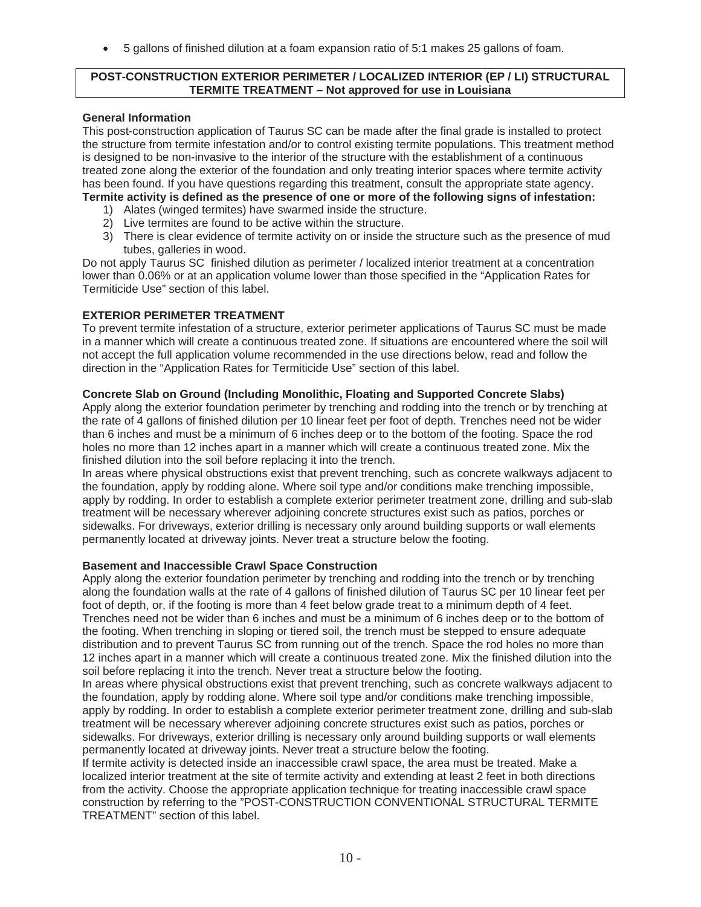- 5 gallons of finished dilution at a foam expansion ratio of 5:1 makes 25 gallons of foam.

**POST-CONSTRUCTION EXTERIOR PERIMETER / LOCALIZED INTERIOR (EP / LI) STRUCTURAL TERMITE TREATMENT – Not approved for use in Louisiana**

**General Information**

This post-construction application of Taurus SC can be made after the final grade is installed to protect the structure from termite infestation and/or to control existing termite populations. This treatment method is designed to be non-invasive to the interior of the structure with the establishment of a continuous treated zone along the exterior of the foundation and only treating interior spaces where termite activity has been found. If you have questions regarding this treatment, consult the appropriate state agency.

**Termite activity is defined as the presence of one or more of the following signs of infestation:**

1) Alates (winged termites) have swarmed inside the structure.
2) Live termites are found to be active within the structure.
3) There is clear evidence of termite activity on or inside the structure such as the presence of mud tubes, galleries in wood.

Do not apply Taurus SC finished dilution as perimeter / localized interior treatment at a concentration lower than 0.06% or at an application volume lower than those specified in the "Application Rates for Termiticide Use" section of this label.

**EXTERIOR PERIMETER TREATMENT**

To prevent termite infestation of a structure, exterior perimeter applications of Taurus SC must be made in a manner which will create a continuous treated zone. If situations are encountered where the soil will not accept the full application volume recommended in the use directions below, read and follow the direction in the "Application Rates for Termiticide Use" section of this label.

**Concrete Slab on Ground (Including Monolithic, Floating and Supported Concrete Slabs)**

Apply along the exterior foundation perimeter by trenching and rodding into the trench or by trenching at the rate of 4 gallons of finished dilution per 10 linear feet per foot of depth. Trenches need not be wider than 6 inches and must be a minimum of 6 inches deep or to the bottom of the footing. Space the rod holes no more than 12 inches apart in a manner which will create a continuous treated zone. Mix the finished dilution into the soil before replacing it into the trench.

In areas where physical obstructions exist that prevent trenching, such as concrete walkways adjacent to the foundation, apply by rodding alone. Where soil type and/or conditions make trenching impossible, apply by rodding. In order to establish a complete exterior perimeter treatment zone, drilling and sub-slab treatment will be necessary wherever adjoining concrete structures exist such as patios, porches or sidewalks. For driveways, exterior drilling is necessary only around building supports or wall elements permanently located at driveway joints. Never treat a structure below the footing.

**Basement and Inaccessible Crawl Space Construction**

Apply along the exterior foundation perimeter by trenching and rodding into the trench or by trenching along the foundation walls at the rate of 4 gallons of finished dilution of Taurus SC per 10 linear feet per foot of depth, or, if the footing is more than 4 feet below grade treat to a minimum depth of 4 feet. Trenches need not be wider than 6 inches and must be a minimum of 6 inches deep or to the bottom of the footing. When trenching in sloping or tiered soil, the trench must be stepped to ensure adequate distribution and to prevent Taurus SC from running out of the trench. Space the rod holes no more than 12 inches apart in a manner which will create a continuous treated zone. Mix the finished dilution into the soil before replacing it into the trench. Never treat a structure below the footing.

In areas where physical obstructions exist that prevent trenching, such as concrete walkways adjacent to the foundation, apply by rodding alone. Where soil type and/or conditions make trenching impossible, apply by rodding. In order to establish a complete exterior perimeter treatment zone, drilling and sub-slab treatment will be necessary wherever adjoining concrete structures exist such as patios, porches or sidewalks. For driveways, exterior drilling is necessary only around building supports or wall elements permanently located at driveway joints. Never treat a structure below the footing.

If termite activity is detected inside an inaccessible crawl space, the area must be treated. Make a localized interior treatment at the site of termite activity and extending at least 2 feet in both directions from the activity. Choose the appropriate application technique for treating inaccessible crawl space construction by referring to the "POST-CONSTRUCTION CONVENTIONAL STRUCTURAL TERMITE TREATMENT" section of this label.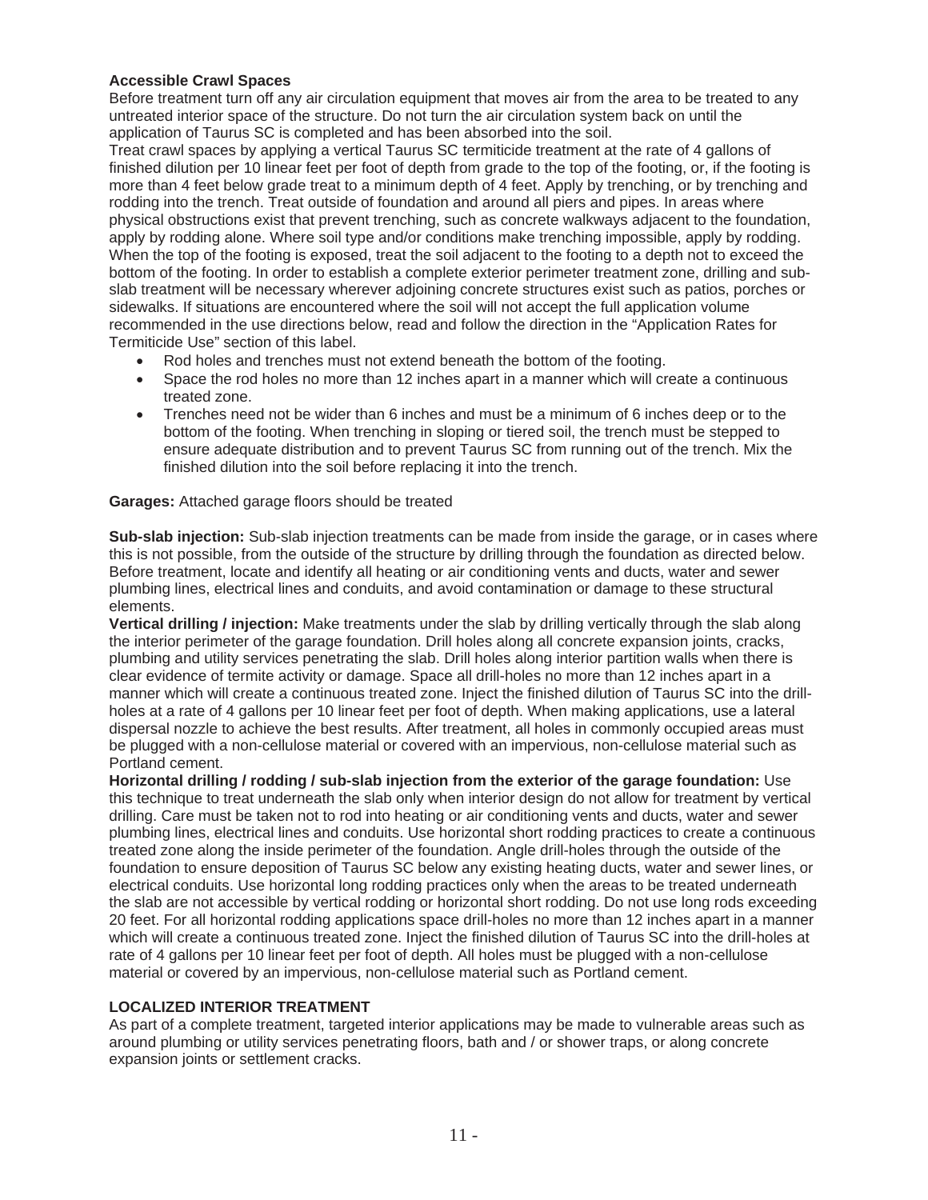**Accessible Crawl Spaces**

Before treatment turn off any air circulation equipment that moves air from the area to be treated to any untreated interior space of the structure. Do not turn the air circulation system back on until the application of Taurus SC is completed and has been absorbed into the soil.

Treat crawl spaces by applying a vertical Taurus SC termiticide treatment at the rate of 4 gallons of finished dilution per 10 linear feet per foot of depth from grade to the top of the footing, or, if the footing is more than 4 feet below grade treat to a minimum depth of 4 feet. Apply by trenching, or by trenching and rodding into the trench. Treat outside of foundation and around all piers and pipes. In areas where physical obstructions exist that prevent trenching, such as concrete walkways adjacent to the foundation, apply by rodding alone. Where soil type and/or conditions make trenching impossible, apply by rodding. When the top of the footing is exposed, treat the soil adjacent to the footing to a depth not to exceed the bottom of the footing. In order to establish a complete exterior perimeter treatment zone, drilling and sub-slab treatment will be necessary wherever adjoining concrete structures exist such as patios, porches or sidewalks. If situations are encountered where the soil will not accept the full application volume recommended in the use directions below, read and follow the direction in the "Application Rates for Termiticide Use" section of this label.

- Rod holes and trenches must not extend beneath the bottom of the footing.
- Space the rod holes no more than 12 inches apart in a manner which will create a continuous treated zone.
- Trenches need not be wider than 6 inches and must be a minimum of 6 inches deep or to the bottom of the footing. When trenching in sloping or tiered soil, the trench must be stepped to ensure adequate distribution and to prevent Taurus SC from running out of the trench. Mix the finished dilution into the soil before replacing it into the trench.

**Garages:** Attached garage floors should be treated

**Sub-slab injection:** Sub-slab injection treatments can be made from inside the garage, or in cases where this is not possible, from the outside of the structure by drilling through the foundation as directed below. Before treatment, locate and identify all heating or air conditioning vents and ducts, water and sewer plumbing lines, electrical lines and conduits, and avoid contamination or damage to these structural elements.

**Vertical drilling / injection:** Make treatments under the slab by drilling vertically through the slab along the interior perimeter of the garage foundation. Drill holes along all concrete expansion joints, cracks, plumbing and utility services penetrating the slab. Drill holes along interior partition walls when there is clear evidence of termite activity or damage. Space all drill-holes no more than 12 inches apart in a manner which will create a continuous treated zone. Inject the finished dilution of Taurus SC into the drill-holes at a rate of 4 gallons per 10 linear feet per foot of depth. When making applications, use a lateral dispersal nozzle to achieve the best results. After treatment, all holes in commonly occupied areas must be plugged with a non-cellulose material or covered with an impervious, non-cellulose material such as Portland cement.

**Horizontal drilling / rodding / sub-slab injection from the exterior of the garage foundation:** Use this technique to treat underneath the slab only when interior design do not allow for treatment by vertical drilling. Care must be taken not to rod into heating or air conditioning vents and ducts, water and sewer plumbing lines, electrical lines and conduits. Use horizontal short rodding practices to create a continuous treated zone along the inside perimeter of the foundation. Angle drill-holes through the outside of the foundation to ensure deposition of Taurus SC below any existing heating ducts, water and sewer lines, or electrical conduits. Use horizontal long rodding practices only when the areas to be treated underneath the slab are not accessible by vertical rodding or horizontal short rodding. Do not use long rods exceeding 20 feet. For all horizontal rodding applications space drill-holes no more than 12 inches apart in a manner which will create a continuous treated zone. Inject the finished dilution of Taurus SC into the drill-holes at rate of 4 gallons per 10 linear feet per foot of depth. All holes must be plugged with a non-cellulose material or covered by an impervious, non-cellulose material such as Portland cement.

**LOCALIZED INTERIOR TREATMENT**

As part of a complete treatment, targeted interior applications may be made to vulnerable areas such as around plumbing or utility services penetrating floors, bath and / or shower traps, or along concrete expansion joints or settlement cracks.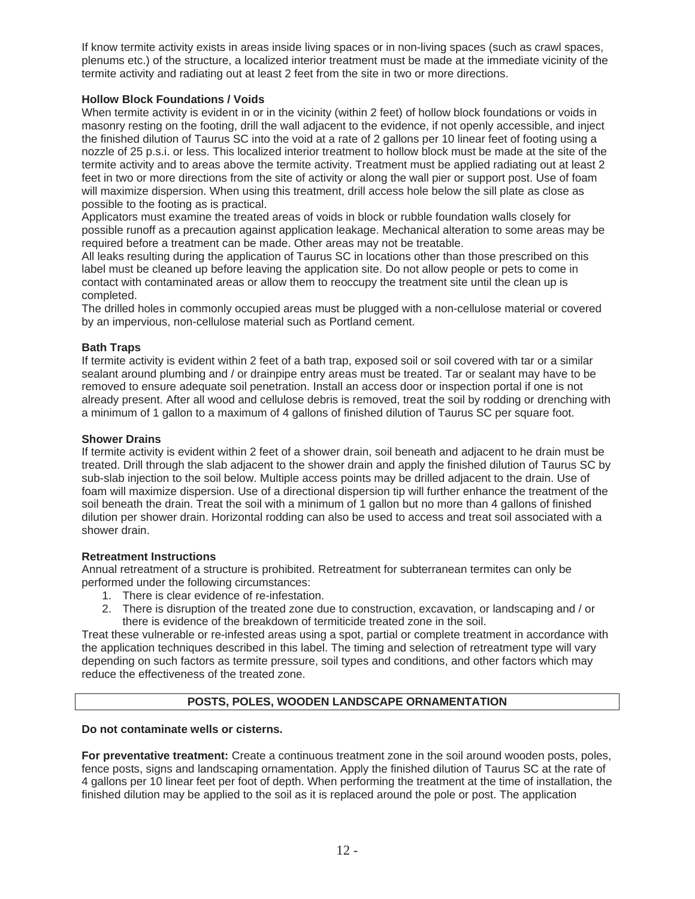If know termite activity exists in areas inside living spaces or in non-living spaces (such as crawl spaces, plenums etc.) of the structure, a localized interior treatment must be made at the immediate vicinity of the termite activity and radiating out at least 2 feet from the site in two or more directions.

**Hollow Block Foundations / Voids**

When termite activity is evident in or in the vicinity (within 2 feet) of hollow block foundations or voids in masonry resting on the footing, drill the wall adjacent to the evidence, if not openly accessible, and inject the finished dilution of Taurus SC into the void at a rate of 2 gallons per 10 linear feet of footing using a nozzle of 25 p.s.i. or less. This localized interior treatment to hollow block must be made at the site of the termite activity and to areas above the termite activity. Treatment must be applied radiating out at least 2 feet in two or more directions from the site of activity or along the wall pier or support post. Use of foam will maximize dispersion. When using this treatment, drill access hole below the sill plate as close as possible to the footing as is practical.

Applicators must examine the treated areas of voids in block or rubble foundation walls closely for possible runoff as a precaution against application leakage. Mechanical alteration to some areas may be required before a treatment can be made. Other areas may not be treatable.

All leaks resulting during the application of Taurus SC in locations other than those prescribed on this label must be cleaned up before leaving the application site. Do not allow people or pets to come in contact with contaminated areas or allow them to reoccupy the treatment site until the clean up is completed.

The drilled holes in commonly occupied areas must be plugged with a non-cellulose material or covered by an impervious, non-cellulose material such as Portland cement.

**Bath Traps**

If termite activity is evident within 2 feet of a bath trap, exposed soil or soil covered with tar or a similar sealant around plumbing and / or drainpipe entry areas must be treated. Tar or sealant may have to be removed to ensure adequate soil penetration. Install an access door or inspection portal if one is not already present. After all wood and cellulose debris is removed, treat the soil by rodding or drenching with a minimum of 1 gallon to a maximum of 4 gallons of finished dilution of Taurus SC per square foot.

**Shower Drains**

If termite activity is evident within 2 feet of a shower drain, soil beneath and adjacent to he drain must be treated. Drill through the slab adjacent to the shower drain and apply the finished dilution of Taurus SC by sub-slab injection to the soil below. Multiple access points may be drilled adjacent to the drain. Use of foam will maximize dispersion. Use of a directional dispersion tip will further enhance the treatment of the soil beneath the drain. Treat the soil with a minimum of 1 gallon but no more than 4 gallons of finished dilution per shower drain. Horizontal rodding can also be used to access and treat soil associated with a shower drain.

**Retreatment Instructions**

Annual retreatment of a structure is prohibited. Retreatment for subterranean termites can only be performed under the following circumstances:

1. There is clear evidence of re-infestation.
2. There is disruption of the treated zone due to construction, excavation, or landscaping and / or there is evidence of the breakdown of termiticide treated zone in the soil.

Treat these vulnerable or re-infested areas using a spot, partial or complete treatment in accordance with the application techniques described in this label. The timing and selection of retreatment type will vary depending on such factors as termite pressure, soil types and conditions, and other factors which may reduce the effectiveness of the treated zone.

## POSTS, POLES, WOODEN LANDSCAPE ORNAMENTATION

**Do not contaminate wells or cisterns.**

**For preventative treatment:** Create a continuous treatment zone in the soil around wooden posts, poles, fence posts, signs and landscaping ornamentation. Apply the finished dilution of Taurus SC at the rate of 4 gallons per 10 linear feet per foot of depth. When performing the treatment at the time of installation, the finished dilution may be applied to the soil as it is replaced around the pole or post. The application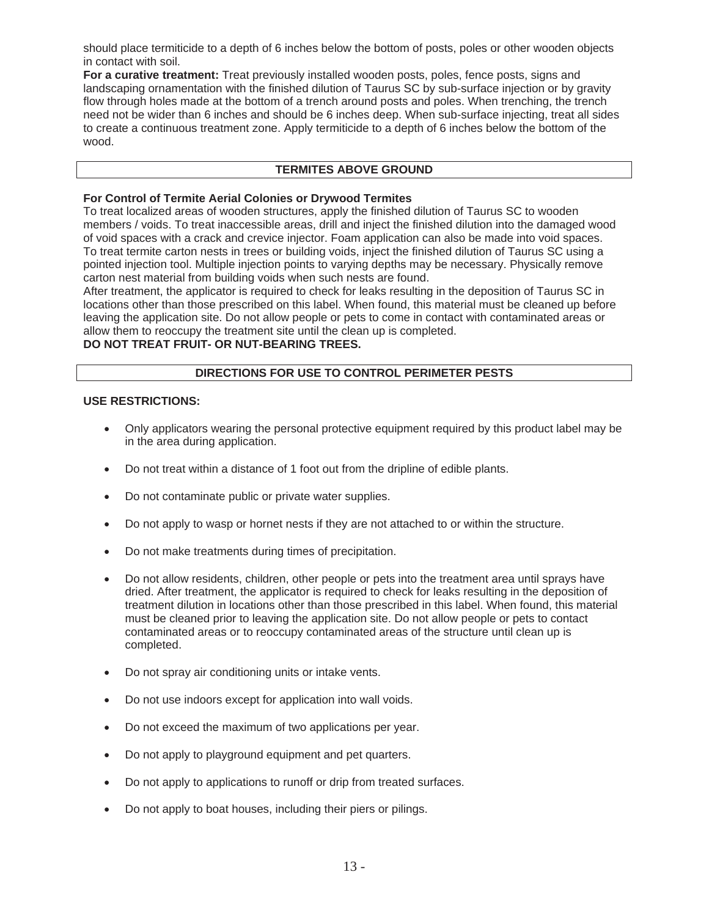should place termiticide to a depth of 6 inches below the bottom of posts, poles or other wooden objects in contact with soil.

**For a curative treatment:** Treat previously installed wooden posts, poles, fence posts, signs and landscaping ornamentation with the finished dilution of Taurus SC by sub-surface injection or by gravity flow through holes made at the bottom of a trench around posts and poles. When trenching, the trench need not be wider than 6 inches and should be 6 inches deep. When sub-surface injecting, treat all sides to create a continuous treatment zone. Apply termiticide to a depth of 6 inches below the bottom of the wood.

## TERMITES ABOVE GROUND

**For Control of Termite Aerial Colonies or Drywood Termites**

To treat localized areas of wooden structures, apply the finished dilution of Taurus SC to wooden members / voids. To treat inaccessible areas, drill and inject the finished dilution into the damaged wood of void spaces with a crack and crevice injector. Foam application can also be made into void spaces. To treat termite carton nests in trees or building voids, inject the finished dilution of Taurus SC using a pointed injection tool. Multiple injection points to varying depths may be necessary. Physically remove carton nest material from building voids when such nests are found.

After treatment, the applicator is required to check for leaks resulting in the deposition of Taurus SC in locations other than those prescribed on this label. When found, this material must be cleaned up before leaving the application site. Do not allow people or pets to come in contact with contaminated areas or allow them to reoccupy the treatment site until the clean up is completed.

**DO NOT TREAT FRUIT- OR NUT-BEARING TREES.**

## DIRECTIONS FOR USE TO CONTROL PERIMETER PESTS

**USE RESTRICTIONS:**

- Only applicators wearing the personal protective equipment required by this product label may be in the area during application.
- Do not treat within a distance of 1 foot out from the dripline of edible plants.
- Do not contaminate public or private water supplies.
- Do not apply to wasp or hornet nests if they are not attached to or within the structure.
- Do not make treatments during times of precipitation.
- Do not allow residents, children, other people or pets into the treatment area until sprays have dried. After treatment, the applicator is required to check for leaks resulting in the deposition of treatment dilution in locations other than those prescribed in this label. When found, this material must be cleaned prior to leaving the application site. Do not allow people or pets to contact contaminated areas or to reoccupy contaminated areas of the structure until clean up is completed.
- Do not spray air conditioning units or intake vents.
- Do not use indoors except for application into wall voids.
- Do not exceed the maximum of two applications per year.
- Do not apply to playground equipment and pet quarters.
- Do not apply to applications to runoff or drip from treated surfaces.
- Do not apply to boat houses, including their piers or pilings.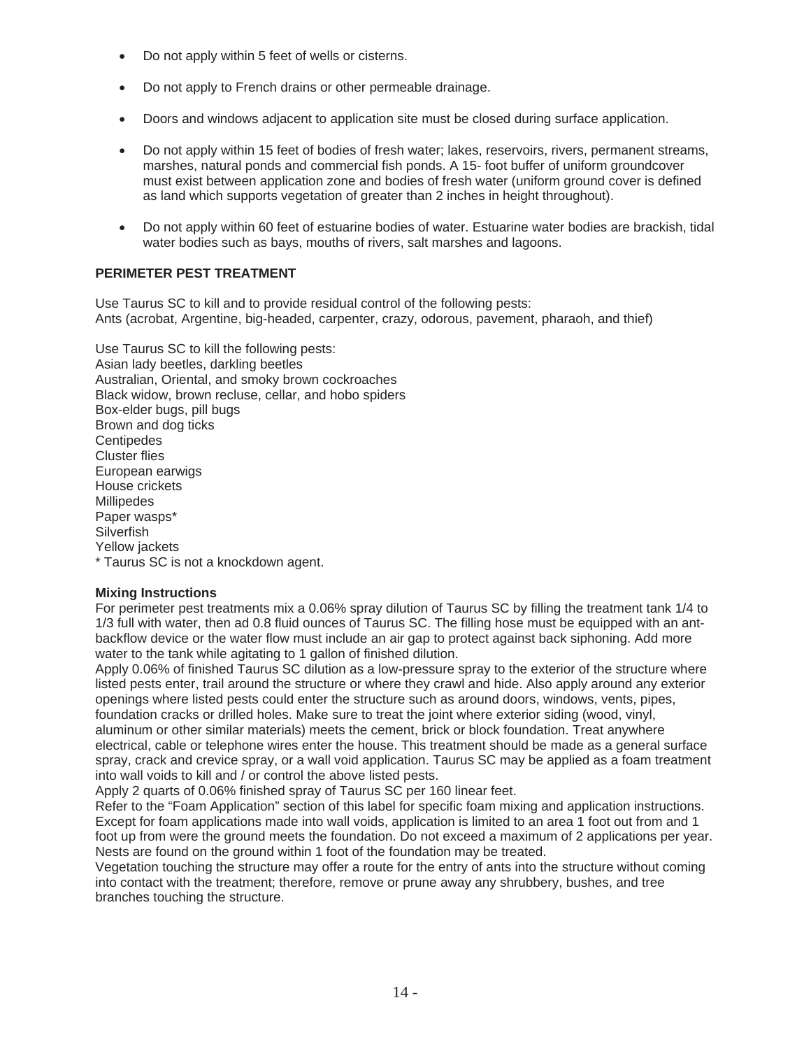- Do not apply within 5 feet of wells or cisterns.
- Do not apply to French drains or other permeable drainage.
- Doors and windows adjacent to application site must be closed during surface application.
- Do not apply within 15 feet of bodies of fresh water; lakes, reservoirs, rivers, permanent streams, marshes, natural ponds and commercial fish ponds. A 15- foot buffer of uniform groundcover must exist between application zone and bodies of fresh water (uniform ground cover is defined as land which supports vegetation of greater than 2 inches in height throughout).
- Do not apply within 60 feet of estuarine bodies of water. Estuarine water bodies are brackish, tidal water bodies such as bays, mouths of rivers, salt marshes and lagoons.

**PERIMETER PEST TREATMENT**

Use Taurus SC to kill and to provide residual control of the following pests:
Ants (acrobat, Argentine, big-headed, carpenter, crazy, odorous, pavement, pharaoh, and thief)

Use Taurus SC to kill the following pests:
Asian lady beetles, darkling beetles
Australian, Oriental, and smoky brown cockroaches
Black widow, brown recluse, cellar, and hobo spiders
Box-elder bugs, pill bugs
Brown and dog ticks
Centipedes
Cluster flies
European earwigs
House crickets
Millipedes
Paper wasps*
Silverfish
Yellow jackets
* Taurus SC is not a knockdown agent.

**Mixing Instructions**

For perimeter pest treatments mix a 0.06% spray dilution of Taurus SC by filling the treatment tank 1/4 to 1/3 full with water, then ad 0.8 fluid ounces of Taurus SC. The filling hose must be equipped with an ant-backflow device or the water flow must include an air gap to protect against back siphoning. Add more water to the tank while agitating to 1 gallon of finished dilution.

Apply 0.06% of finished Taurus SC dilution as a low-pressure spray to the exterior of the structure where listed pests enter, trail around the structure or where they crawl and hide. Also apply around any exterior openings where listed pests could enter the structure such as around doors, windows, vents, pipes, foundation cracks or drilled holes. Make sure to treat the joint where exterior siding (wood, vinyl, aluminum or other similar materials) meets the cement, brick or block foundation. Treat anywhere electrical, cable or telephone wires enter the house. This treatment should be made as a general surface spray, crack and crevice spray, or a wall void application. Taurus SC may be applied as a foam treatment into wall voids to kill and / or control the above listed pests.

Apply 2 quarts of 0.06% finished spray of Taurus SC per 160 linear feet.

Refer to the "Foam Application" section of this label for specific foam mixing and application instructions. Except for foam applications made into wall voids, application is limited to an area 1 foot out from and 1 foot up from were the ground meets the foundation. Do not exceed a maximum of 2 applications per year. Nests are found on the ground within 1 foot of the foundation may be treated.

Vegetation touching the structure may offer a route for the entry of ants into the structure without coming into contact with the treatment; therefore, remove or prune away any shrubbery, bushes, and tree branches touching the structure.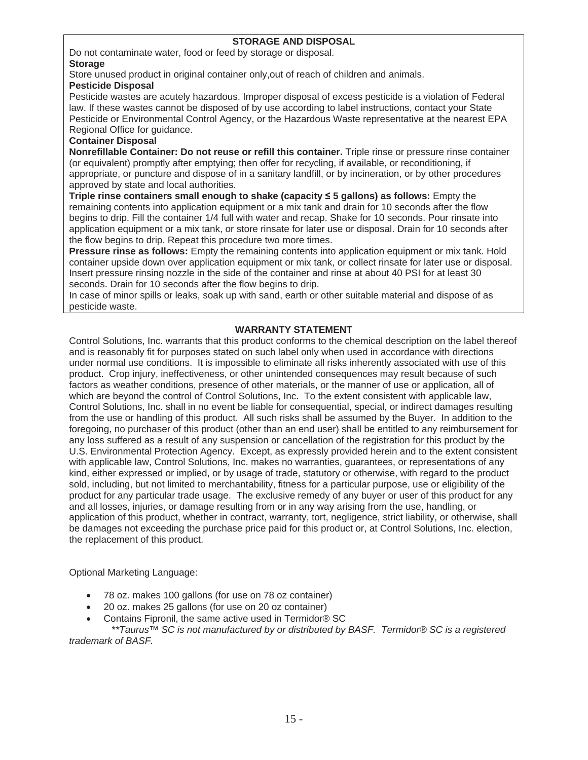## STORAGE AND DISPOSAL

Do not contaminate water, food or feed by storage or disposal.

**Storage**

Store unused product in original container only,out of reach of children and animals.

**Pesticide Disposal**

Pesticide wastes are acutely hazardous. Improper disposal of excess pesticide is a violation of Federal law. If these wastes cannot be disposed of by use according to label instructions, contact your State Pesticide or Environmental Control Agency, or the Hazardous Waste representative at the nearest EPA Regional Office for guidance.

**Container Disposal**

**Nonrefillable Container: Do not reuse or refill this container.** Triple rinse or pressure rinse container (or equivalent) promptly after emptying; then offer for recycling, if available, or reconditioning, if appropriate, or puncture and dispose of in a sanitary landfill, or by incineration, or by other procedures approved by state and local authorities.

**Triple rinse containers small enough to shake (capacity ≤ 5 gallons) as follows:** Empty the remaining contents into application equipment or a mix tank and drain for 10 seconds after the flow begins to drip. Fill the container 1/4 full with water and recap. Shake for 10 seconds. Pour rinsate into application equipment or a mix tank, or store rinsate for later use or disposal. Drain for 10 seconds after the flow begins to drip. Repeat this procedure two more times.

**Pressure rinse as follows:** Empty the remaining contents into application equipment or mix tank. Hold container upside down over application equipment or mix tank, or collect rinsate for later use or disposal. Insert pressure rinsing nozzle in the side of the container and rinse at about 40 PSI for at least 30 seconds. Drain for 10 seconds after the flow begins to drip.

In case of minor spills or leaks, soak up with sand, earth or other suitable material and dispose of as pesticide waste.

## WARRANTY STATEMENT

Control Solutions, Inc. warrants that this product conforms to the chemical description on the label thereof and is reasonably fit for purposes stated on such label only when used in accordance with directions under normal use conditions. It is impossible to eliminate all risks inherently associated with use of this product. Crop injury, ineffectiveness, or other unintended consequences may result because of such factors as weather conditions, presence of other materials, or the manner of use or application, all of which are beyond the control of Control Solutions, Inc. To the extent consistent with applicable law, Control Solutions, Inc. shall in no event be liable for consequential, special, or indirect damages resulting from the use or handling of this product. All such risks shall be assumed by the Buyer. In addition to the foregoing, no purchaser of this product (other than an end user) shall be entitled to any reimbursement for any loss suffered as a result of any suspension or cancellation of the registration for this product by the U.S. Environmental Protection Agency. Except, as expressly provided herein and to the extent consistent with applicable law, Control Solutions, Inc. makes no warranties, guarantees, or representations of any kind, either expressed or implied, or by usage of trade, statutory or otherwise, with regard to the product sold, including, but not limited to merchantability, fitness for a particular purpose, use or eligibility of the product for any particular trade usage. The exclusive remedy of any buyer or user of this product for any and all losses, injuries, or damage resulting from or in any way arising from the use, handling, or application of this product, whether in contract, warranty, tort, negligence, strict liability, or otherwise, shall be damages not exceeding the purchase price paid for this product or, at Control Solutions, Inc. election, the replacement of this product.

Optional Marketing Language:

- 78 oz. makes 100 gallons (for use on 78 oz container)
- 20 oz. makes 25 gallons (for use on 20 oz container)
- Contains Fipronil, the same active used in Termidor® SC

*\*\*Taurus™ SC is not manufactured by or distributed by BASF. Termidor® SC is a registered trademark of BASF.*